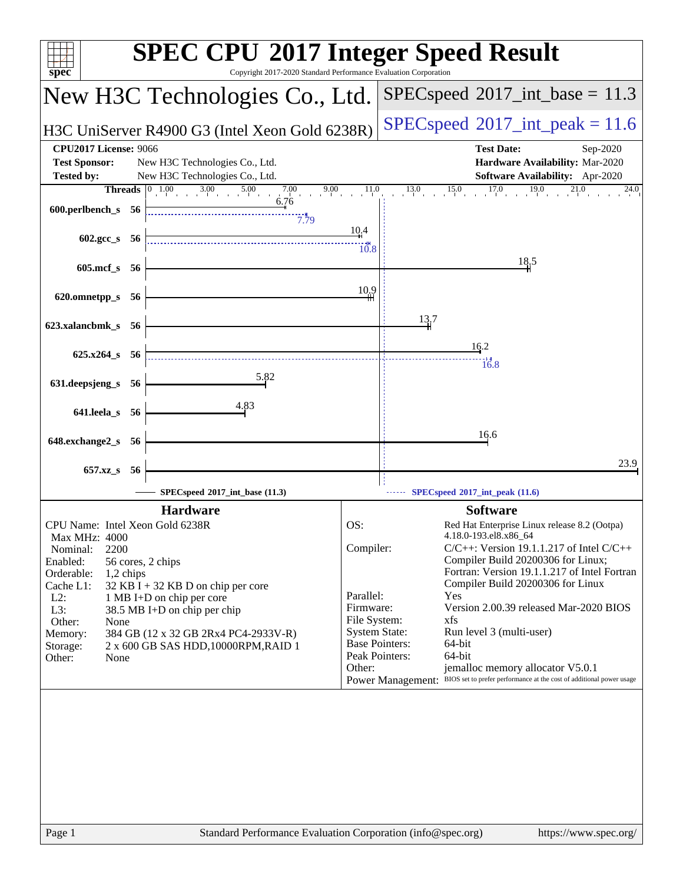# SPEC CPU 2017 Integer Speed Result

Copyright 2017-2020 Standard Performance Evaluation Corporation

## New H3C Technologies Co., Ltd.

**H3C UniServer R4900 G3 (Intel Xeon Gold 6238R)**

SPECspeed 2017_int_base = 11.3

SPECspeed 2017_int_peak = 11.6

| | | | |
|---|---|---|---|
| **CPU2017 License:** | 9066 | **Test Date:** | Sep-2020 |
| **Test Sponsor:** | New H3C Technologies Co., Ltd. | **Hardware Availability:** | Mar-2020 |
| **Tested by:** | New H3C Technologies Co., Ltd. | **Software Availability:** | Apr-2020 |

| Benchmark | Threads | Base | Peak |
|---|---|---|---|
| 600.perlbench_s | 56 | 6.76 | 7.79 |
| 602.gcc_s | 56 | 10.4 | 10.8 |
| 605.mcf_s | 56 | 18.5 | |
| 620.omnetpp_s | 56 | 10.9 | |
| 623.xalancbmk_s | 56 | 13.7 | |
| 625.x264_s | 56 | 16.2 | 16.8 |
| 631.deepsjeng_s | 56 | 5.82 | |
| 641.leela_s | 56 | 4.83 | |
| 648.exchange2_s | 56 | 16.6 | |
| 657.xz_s | 56 | 23.9 | |

SPECspeed 2017_int_base (11.3) — SPECspeed 2017_int_peak (11.6)

### Hardware

| | |
|---|---|
| CPU Name: | Intel Xeon Gold 6238R |
| Max MHz: | 4000 |
| Nominal: | 2200 |
| Enabled: | 56 cores, 2 chips |
| Orderable: | 1,2 chips |
| Cache L1: | 32 KB I + 32 KB D on chip per core |
| L2: | 1 MB I+D on chip per core |
| L3: | 38.5 MB I+D on chip per chip |
| Other: | None |
| Memory: | 384 GB (12 x 32 GB 2Rx4 PC4-2933V-R) |
| Storage: | 2 x 600 GB SAS HDD,10000RPM,RAID 1 |
| Other: | None |

### Software

| | |
|---|---|
| OS: | Red Hat Enterprise Linux release 8.2 (Ootpa) 4.18.0-193.el8.x86_64 |
| Compiler: | C/C++: Version 19.1.1.217 of Intel C/C++ Compiler Build 20200306 for Linux; Fortran: Version 19.1.1.217 of Intel Fortran Compiler Build 20200306 for Linux |
| Parallel: | Yes |
| Firmware: | Version 2.00.39 released Mar-2020 BIOS |
| File System: | xfs |
| System State: | Run level 3 (multi-user) |
| Base Pointers: | 64-bit |
| Peak Pointers: | 64-bit |
| Other: | jemalloc memory allocator V5.0.1 |
| Power Management: | BIOS set to prefer performance at the cost of additional power usage |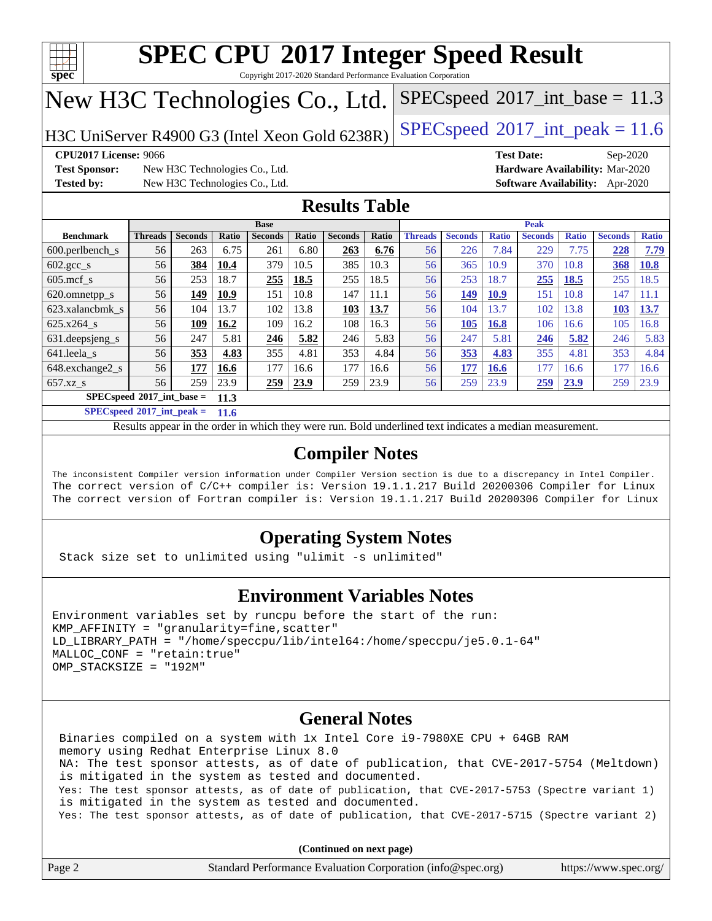# SPEC CPU 2017 Integer Speed Result

Copyright 2017-2020 Standard Performance Evaluation Corporation

## New H3C Technologies Co., Ltd.

H3C UniServer R4900 G3 (Intel Xeon Gold 6238R)

SPECspeed 2017_int_base = 11.3

SPECspeed 2017_int_peak = 11.6

**CPU2017 License:** 9066
**Test Sponsor:** New H3C Technologies Co., Ltd.
**Tested by:** New H3C Technologies Co., Ltd.
**Test Date:** Sep-2020
**Hardware Availability:** Mar-2020
**Software Availability:** Apr-2020

## Results Table

| Benchmark | Base | | | | | | | Peak | | | | | | |
|---|---|---|---|---|---|---|---|---|---|---|---|---|---|---|
| | Threads | Seconds | Ratio | Seconds | Ratio | Seconds | Ratio | Threads | Seconds | Ratio | Seconds | Ratio | Seconds | Ratio |
| 600.perlbench_s | 56 | 263 | 6.75 | 261 | 6.80 | **263** | **6.76** | 56 | 226 | 7.84 | 229 | 7.75 | **228** | **7.79** |
| 602.gcc_s | 56 | **384** | **10.4** | 379 | 10.5 | 385 | 10.3 | 56 | 365 | 10.9 | 370 | 10.8 | **368** | **10.8** |
| 605.mcf_s | 56 | 253 | 18.7 | **255** | **18.5** | 255 | 18.5 | 56 | 253 | 18.7 | **255** | **18.5** | 255 | 18.5 |
| 620.omnetpp_s | 56 | **149** | **10.9** | 151 | 10.8 | 147 | 11.1 | 56 | **149** | **10.9** | 151 | 10.8 | 147 | 11.1 |
| 623.xalancbmk_s | 56 | 104 | 13.7 | 102 | 13.8 | **103** | **13.7** | 56 | 104 | 13.7 | 102 | 13.8 | **103** | **13.7** |
| 625.x264_s | 56 | **109** | **16.2** | 109 | 16.2 | 108 | 16.3 | 56 | **105** | **16.8** | 106 | 16.6 | 105 | 16.8 |
| 631.deepsjeng_s | 56 | 247 | 5.81 | **246** | **5.82** | 246 | 5.83 | 56 | 247 | 5.81 | **246** | **5.82** | 246 | 5.83 |
| 641.leela_s | 56 | **353** | **4.83** | 355 | 4.81 | 353 | 4.84 | 56 | **353** | **4.83** | 355 | 4.81 | 353 | 4.84 |
| 648.exchange2_s | 56 | **177** | **16.6** | 177 | 16.6 | 177 | 16.6 | 56 | **177** | **16.6** | 177 | 16.6 | 177 | 16.6 |
| 657.xz_s | 56 | 259 | 23.9 | **259** | **23.9** | 259 | 23.9 | 56 | 259 | 23.9 | **259** | **23.9** | 259 | 23.9 |

**SPECspeed 2017_int_base = 11.3**

**SPECspeed 2017_int_peak = 11.6**

Results appear in the order in which they were run. Bold underlined text indicates a median measurement.

## Compiler Notes

```
The inconsistent Compiler version information under Compiler Version section is due to a discrepancy in Intel Compiler.
The correct version of C/C++ compiler is: Version 19.1.1.217 Build 20200306 Compiler for Linux
The correct version of Fortran compiler is: Version 19.1.1.217 Build 20200306 Compiler for Linux
```

## Operating System Notes

```
Stack size set to unlimited using "ulimit -s unlimited"
```

## Environment Variables Notes

```
Environment variables set by runcpu before the start of the run:
KMP_AFFINITY = "granularity=fine,scatter"
LD_LIBRARY_PATH = "/home/speccpu/lib/intel64:/home/speccpu/je5.0.1-64"
MALLOC_CONF = "retain:true"
OMP_STACKSIZE = "192M"
```

## General Notes

```
Binaries compiled on a system with 1x Intel Core i9-7980XE CPU + 64GB RAM
memory using Redhat Enterprise Linux 8.0
NA: The test sponsor attests, as of date of publication, that CVE-2017-5754 (Meltdown)
is mitigated in the system as tested and documented.
Yes: The test sponsor attests, as of date of publication, that CVE-2017-5753 (Spectre variant 1)
is mitigated in the system as tested and documented.
Yes: The test sponsor attests, as of date of publication, that CVE-2017-5715 (Spectre variant 2)
```

**(Continued on next page)**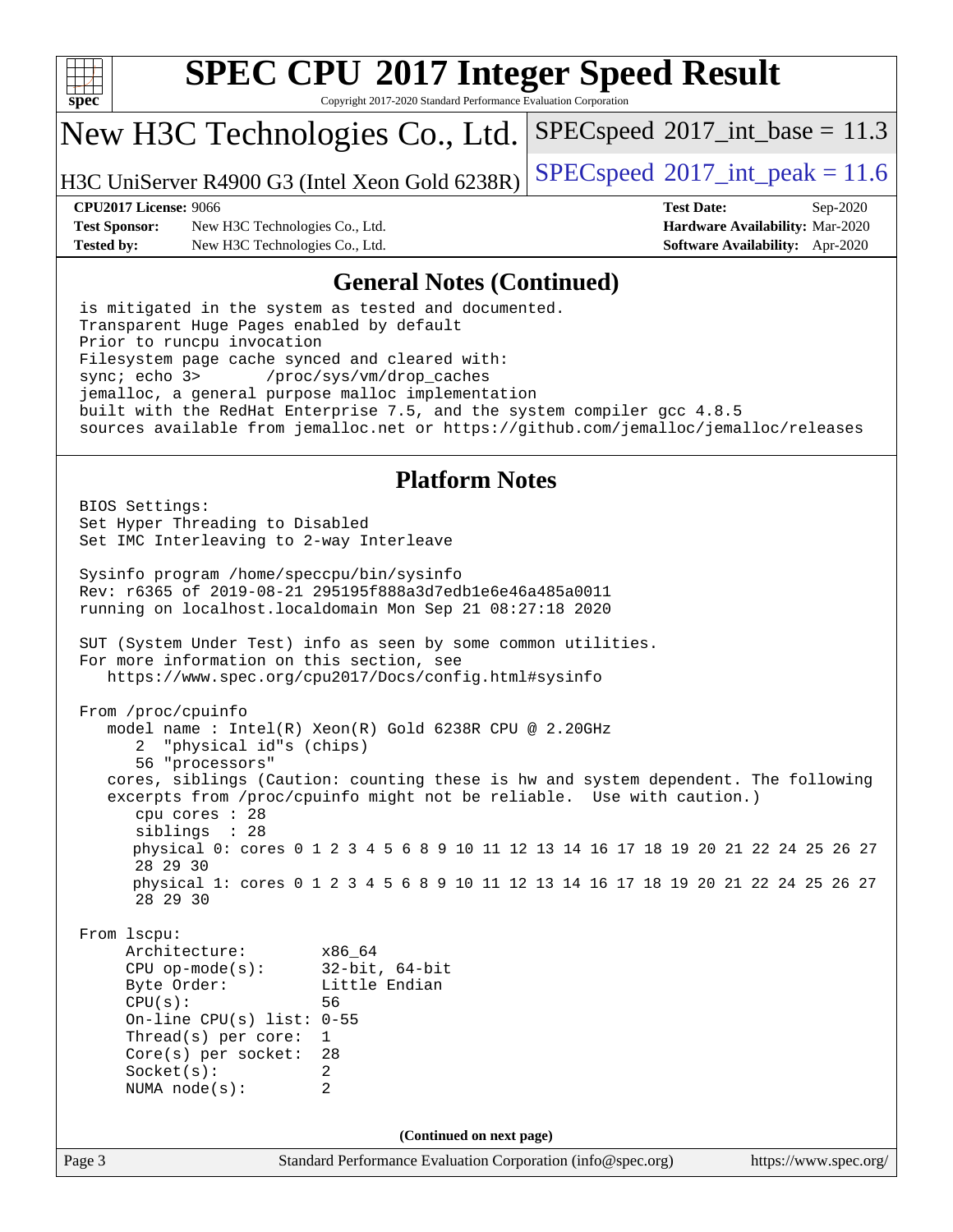## General Notes (Continued)

```
is mitigated in the system as tested and documented.
Transparent Huge Pages enabled by default
Prior to runcpu invocation
Filesystem page cache synced and cleared with:
sync; echo 3>       /proc/sys/vm/drop_caches
jemalloc, a general purpose malloc implementation
built with the RedHat Enterprise 7.5, and the system compiler gcc 4.8.5
sources available from jemalloc.net or https://github.com/jemalloc/jemalloc/releases
```

## Platform Notes

```
BIOS Settings:
Set Hyper Threading to Disabled
Set IMC Interleaving to 2-way Interleave

Sysinfo program /home/speccpu/bin/sysinfo
Rev: r6365 of 2019-08-21 295195f888a3d7edb1e6e46a485a0011
running on localhost.localdomain Mon Sep 21 08:27:18 2020

SUT (System Under Test) info as seen by some common utilities.
For more information on this section, see
   https://www.spec.org/cpu2017/Docs/config.html#sysinfo

From /proc/cpuinfo
   model name : Intel(R) Xeon(R) Gold 6238R CPU @ 2.20GHz
      2  "physical id"s (chips)
      56 "processors"
   cores, siblings (Caution: counting these is hw and system dependent. The following
   excerpts from /proc/cpuinfo might not be reliable.  Use with caution.)
      cpu cores : 28
      siblings  : 28
      physical 0: cores 0 1 2 3 4 5 6 8 9 10 11 12 13 14 16 17 18 19 20 21 22 24 25 26 27
      28 29 30
      physical 1: cores 0 1 2 3 4 5 6 8 9 10 11 12 13 14 16 17 18 19 20 21 22 24 25 26 27
      28 29 30

From lscpu:
     Architecture:        x86_64
     CPU op-mode(s):      32-bit, 64-bit
     Byte Order:          Little Endian
     CPU(s):              56
     On-line CPU(s) list: 0-55
     Thread(s) per core:  1
     Core(s) per socket:  28
     Socket(s):           2
     NUMA node(s):        2
```

**(Continued on next page)**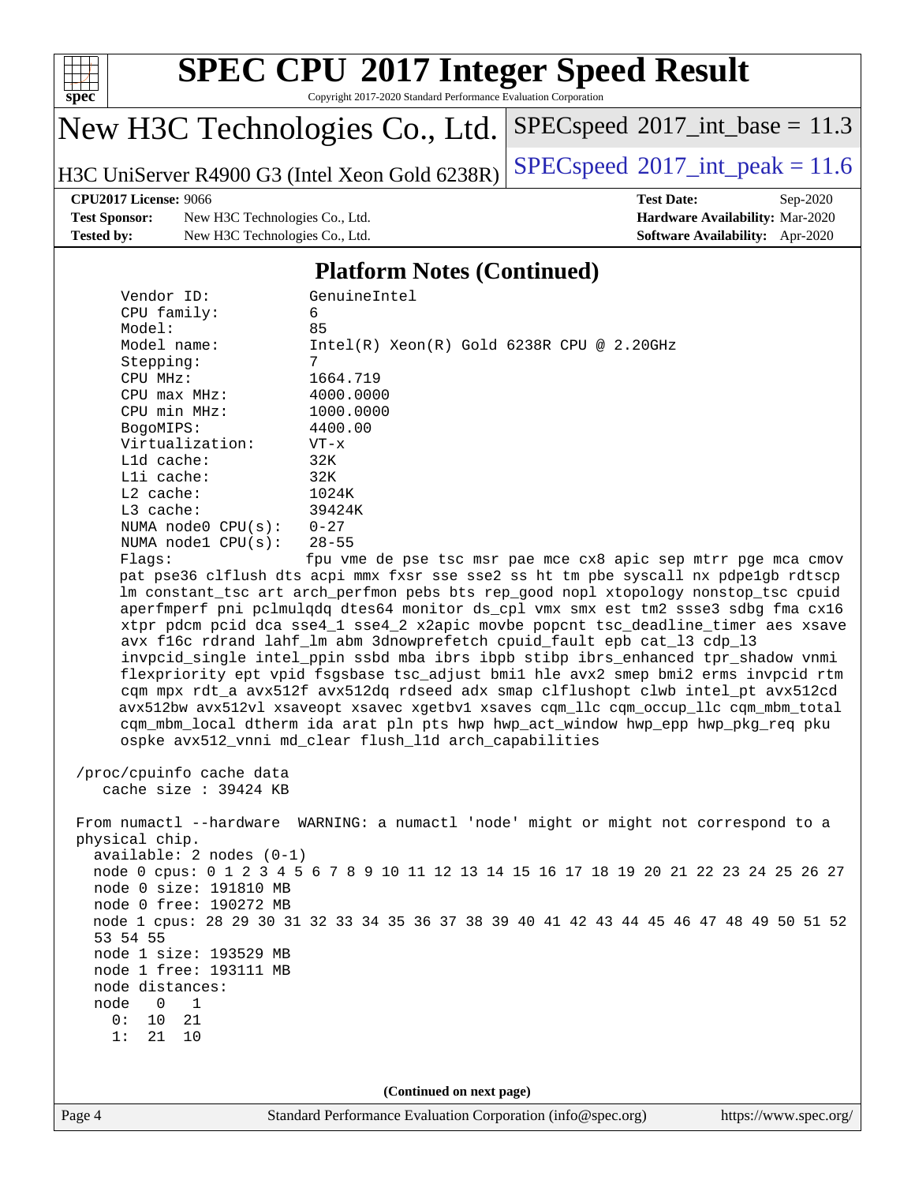## Platform Notes (Continued)

```
    Vendor ID:             GenuineIntel
    CPU family:            6
    Model:                 85
    Model name:            Intel(R) Xeon(R) Gold 6238R CPU @ 2.20GHz
    Stepping:              7
    CPU MHz:               1664.719
    CPU max MHz:           4000.0000
    CPU min MHz:           1000.0000
    BogoMIPS:              4400.00
    Virtualization:        VT-x
    L1d cache:             32K
    L1i cache:             32K
    L2 cache:              1024K
    L3 cache:              39424K
    NUMA node0 CPU(s):     0-27
    NUMA node1 CPU(s):     28-55
    Flags:                 fpu vme de pse tsc msr pae mce cx8 apic sep mtrr pge mca cmov
    pat pse36 clflush dts acpi mmx fxsr sse sse2 ss ht tm pbe syscall nx pdpe1gb rdtscp
    lm constant_tsc art arch_perfmon pebs bts rep_good nopl xtopology nonstop_tsc cpuid
    aperfmperf pni pclmulqdq dtes64 monitor ds_cpl vmx smx est tm2 ssse3 sdbg fma cx16
    xtpr pdcm pcid dca sse4_1 sse4_2 x2apic movbe popcnt tsc_deadline_timer aes xsave
    avx f16c rdrand lahf_lm abm 3dnowprefetch cpuid_fault epb cat_l3 cdp_l3
    invpcid_single intel_ppin ssbd mba ibrs ibpb stibp ibrs_enhanced tpr_shadow vnmi
    flexpriority ept vpid fsgsbase tsc_adjust bmi1 hle avx2 smep bmi2 erms invpcid rtm
    cqm mpx rdt_a avx512f avx512dq rdseed adx smap clflushopt clwb intel_pt avx512cd
    avx512bw avx512vl xsaveopt xsavec xgetbv1 xsaves cqm_llc cqm_occup_llc cqm_mbm_total
    cqm_mbm_local dtherm ida arat pln pts hwp hwp_act_window hwp_epp hwp_pkg_req pku
    ospke avx512_vnni md_clear flush_l1d arch_capabilities

 /proc/cpuinfo cache data
    cache size : 39424 KB

 From numactl --hardware  WARNING: a numactl 'node' might or might not correspond to a
 physical chip.
   available: 2 nodes (0-1)
   node 0 cpus: 0 1 2 3 4 5 6 7 8 9 10 11 12 13 14 15 16 17 18 19 20 21 22 23 24 25 26 27
   node 0 size: 191810 MB
   node 0 free: 190272 MB
   node 1 cpus: 28 29 30 31 32 33 34 35 36 37 38 39 40 41 42 43 44 45 46 47 48 49 50 51 52
   53 54 55
   node 1 size: 193529 MB
   node 1 free: 193111 MB
   node distances:
   node   0   1
     0:  10  21
     1:  21  10
```

(Continued on next page)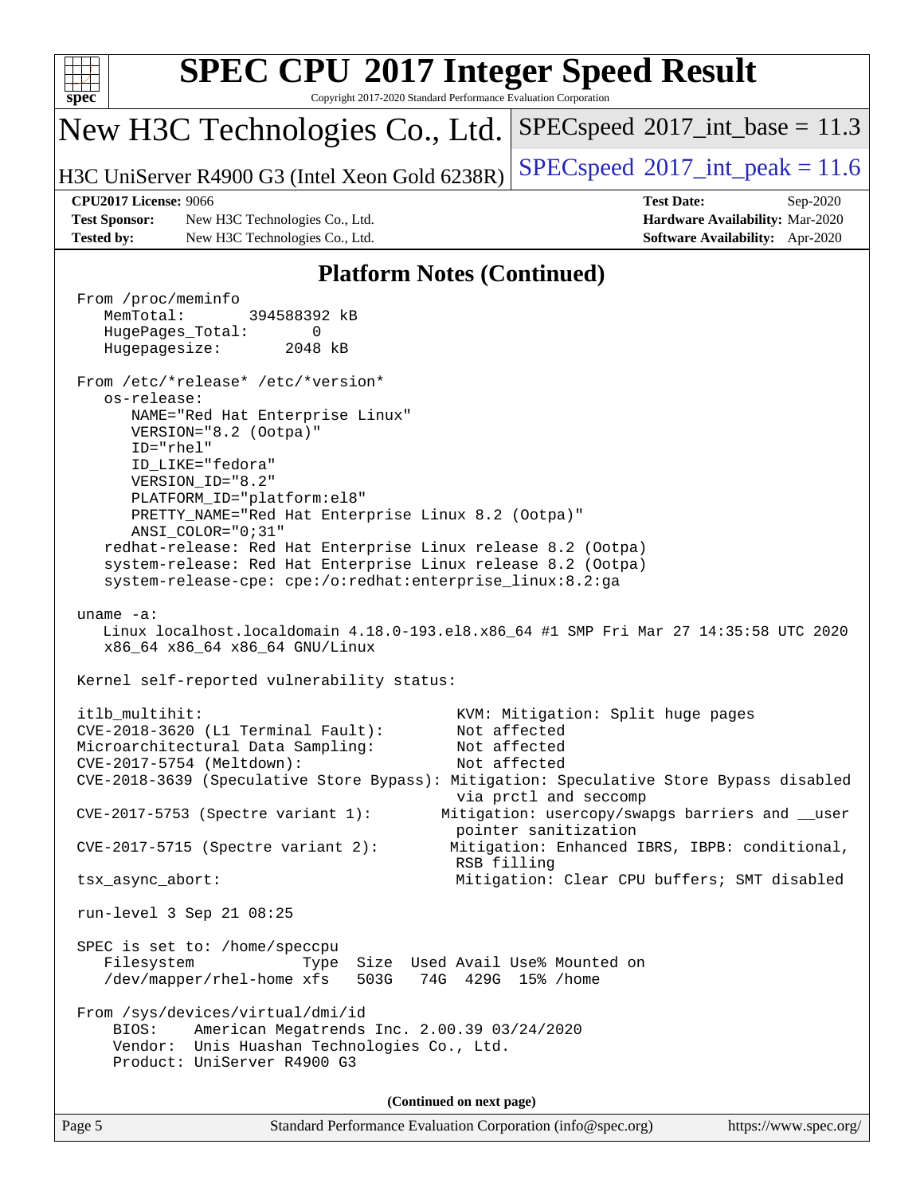# SPEC CPU 2017 Integer Speed Result

Copyright 2017-2020 Standard Performance Evaluation Corporation

## New H3C Technologies Co., Ltd.

H3C UniServer R4900 G3 (Intel Xeon Gold 6238R)

SPECspeed 2017_int_base = 11.3

SPECspeed 2017_int_peak = 11.6

**CPU2017 License:** 9066
**Test Sponsor:** New H3C Technologies Co., Ltd.
**Tested by:** New H3C Technologies Co., Ltd.

**Test Date:** Sep-2020
**Hardware Availability:** Mar-2020
**Software Availability:** Apr-2020

### Platform Notes (Continued)

```
From /proc/meminfo
   MemTotal:       394588392 kB
   HugePages_Total:       0
   Hugepagesize:       2048 kB

From /etc/*release* /etc/*version*
   os-release:
      NAME="Red Hat Enterprise Linux"
      VERSION="8.2 (Ootpa)"
      ID="rhel"
      ID_LIKE="fedora"
      VERSION_ID="8.2"
      PLATFORM_ID="platform:el8"
      PRETTY_NAME="Red Hat Enterprise Linux 8.2 (Ootpa)"
      ANSI_COLOR="0;31"
   redhat-release: Red Hat Enterprise Linux release 8.2 (Ootpa)
   system-release: Red Hat Enterprise Linux release 8.2 (Ootpa)
   system-release-cpe: cpe:/o:redhat:enterprise_linux:8.2:ga

uname -a:
   Linux localhost.localdomain 4.18.0-193.el8.x86_64 #1 SMP Fri Mar 27 14:35:58 UTC 2020
   x86_64 x86_64 x86_64 GNU/Linux

Kernel self-reported vulnerability status:

itlb_multihit:                                      KVM: Mitigation: Split huge pages
CVE-2018-3620 (L1 Terminal Fault):                  Not affected
Microarchitectural Data Sampling:                   Not affected
CVE-2017-5754 (Meltdown):                           Not affected
CVE-2018-3639 (Speculative Store Bypass): Mitigation: Speculative Store Bypass disabled
                                                    via prctl and seccomp
CVE-2017-5753 (Spectre variant 1):                Mitigation: usercopy/swapgs barriers and __user
                                                    pointer sanitization
CVE-2017-5715 (Spectre variant 2):                 Mitigation: Enhanced IBRS, IBPB: conditional,
                                                    RSB filling
tsx_async_abort:                                    Mitigation: Clear CPU buffers; SMT disabled

run-level 3 Sep 21 08:25

SPEC is set to: /home/speccpu
   Filesystem            Type  Size  Used Avail Use% Mounted on
   /dev/mapper/rhel-home xfs   503G   74G  429G  15% /home

From /sys/devices/virtual/dmi/id
    BIOS:    American Megatrends Inc. 2.00.39 03/24/2020
    Vendor:  Unis Huashan Technologies Co., Ltd.
    Product: UniServer R4900 G3
```

(Continued on next page)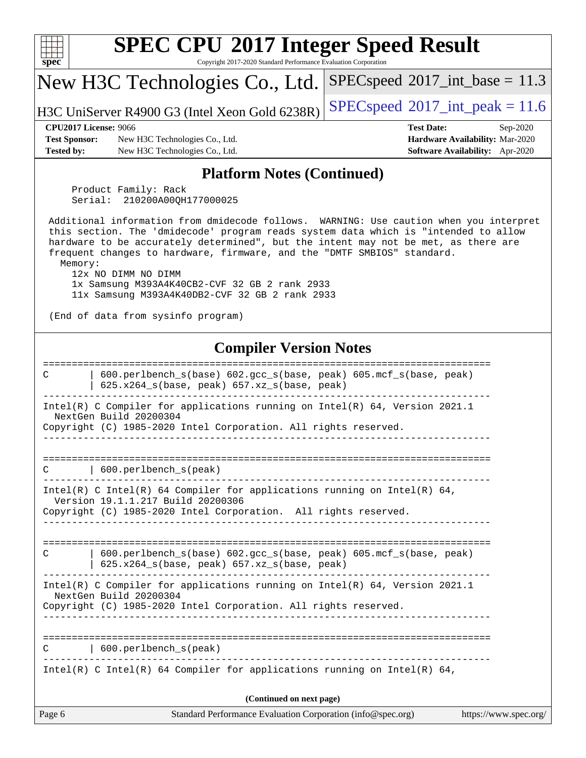# SPEC CPU 2017 Integer Speed Result

Copyright 2017-2020 Standard Performance Evaluation Corporation

## New H3C Technologies Co., Ltd.

H3C UniServer R4900 G3 (Intel Xeon Gold 6238R)

SPECspeed 2017_int_base = 11.3

SPECspeed 2017_int_peak = 11.6

**CPU2017 License:** 9066
**Test Sponsor:** New H3C Technologies Co., Ltd.
**Tested by:** New H3C Technologies Co., Ltd.

**Test Date:** Sep-2020
**Hardware Availability:** Mar-2020
**Software Availability:** Apr-2020

## Platform Notes (Continued)

```
     Product Family: Rack
     Serial:  210200A00QH177000025

 Additional information from dmidecode follows.  WARNING: Use caution when you interpret
 this section. The 'dmidecode' program reads system data which is "intended to allow
 hardware to be accurately determined", but the intent may not be met, as there are
 frequent changes to hardware, firmware, and the "DMTF SMBIOS" standard.
   Memory:
     12x NO DIMM NO DIMM
     1x Samsung M393A4K40CB2-CVF 32 GB 2 rank 2933
     11x Samsung M393A4K40DB2-CVF 32 GB 2 rank 2933

 (End of data from sysinfo program)
```

## Compiler Version Notes

```
==============================================================================
C       | 600.perlbench_s(base) 602.gcc_s(base, peak) 605.mcf_s(base, peak)
        | 625.x264_s(base, peak) 657.xz_s(base, peak)
------------------------------------------------------------------------------
Intel(R) C Compiler for applications running on Intel(R) 64, Version 2021.1
  NextGen Build 20200304
Copyright (C) 1985-2020 Intel Corporation. All rights reserved.
------------------------------------------------------------------------------

==============================================================================
C       | 600.perlbench_s(peak)
------------------------------------------------------------------------------
Intel(R) C Intel(R) 64 Compiler for applications running on Intel(R) 64,
  Version 19.1.1.217 Build 20200306
Copyright (C) 1985-2020 Intel Corporation.  All rights reserved.
------------------------------------------------------------------------------

==============================================================================
C       | 600.perlbench_s(base) 602.gcc_s(base, peak) 605.mcf_s(base, peak)
        | 625.x264_s(base, peak) 657.xz_s(base, peak)
------------------------------------------------------------------------------
Intel(R) C Compiler for applications running on Intel(R) 64, Version 2021.1
  NextGen Build 20200304
Copyright (C) 1985-2020 Intel Corporation. All rights reserved.
------------------------------------------------------------------------------

==============================================================================
C       | 600.perlbench_s(peak)
------------------------------------------------------------------------------
Intel(R) C Intel(R) 64 Compiler for applications running on Intel(R) 64,
```

**(Continued on next page)**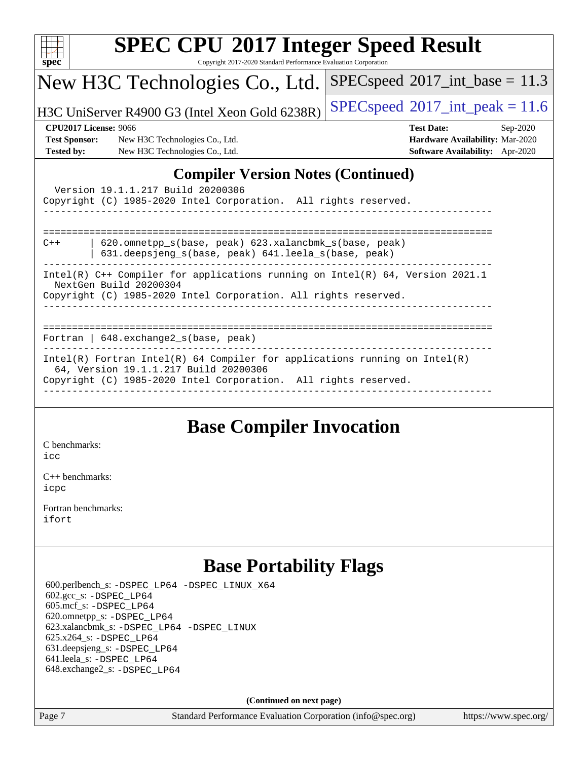# SPEC CPU 2017 Integer Speed Result

Copyright 2017-2020 Standard Performance Evaluation Corporation

## New H3C Technologies Co., Ltd.

H3C UniServer R4900 G3 (Intel Xeon Gold 6238R)

SPECspeed 2017_int_base = 11.3

SPECspeed 2017_int_peak = 11.6

**CPU2017 License:** 9066
**Test Sponsor:** New H3C Technologies Co., Ltd.
**Tested by:** New H3C Technologies Co., Ltd.

**Test Date:** Sep-2020
**Hardware Availability:** Mar-2020
**Software Availability:** Apr-2020

## Compiler Version Notes (Continued)

```
  Version 19.1.1.217 Build 20200306
Copyright (C) 1985-2020 Intel Corporation.  All rights reserved.
------------------------------------------------------------------------------

==============================================================================
C++      | 620.omnetpp_s(base, peak) 623.xalancbmk_s(base, peak)
         | 631.deepsjeng_s(base, peak) 641.leela_s(base, peak)
------------------------------------------------------------------------------
Intel(R) C++ Compiler for applications running on Intel(R) 64, Version 2021.1
  NextGen Build 20200304
Copyright (C) 1985-2020 Intel Corporation. All rights reserved.
------------------------------------------------------------------------------

==============================================================================
Fortran | 648.exchange2_s(base, peak)
------------------------------------------------------------------------------
Intel(R) Fortran Intel(R) 64 Compiler for applications running on Intel(R)
  64, Version 19.1.1.217 Build 20200306
Copyright (C) 1985-2020 Intel Corporation.  All rights reserved.
------------------------------------------------------------------------------
```

## Base Compiler Invocation

C benchmarks:
icc

C++ benchmarks:
icpc

Fortran benchmarks:
ifort

## Base Portability Flags

600.perlbench_s: -DSPEC_LP64 -DSPEC_LINUX_X64
602.gcc_s: -DSPEC_LP64
605.mcf_s: -DSPEC_LP64
620.omnetpp_s: -DSPEC_LP64
623.xalancbmk_s: -DSPEC_LP64 -DSPEC_LINUX
625.x264_s: -DSPEC_LP64
631.deepsjeng_s: -DSPEC_LP64
641.leela_s: -DSPEC_LP64
648.exchange2_s: -DSPEC_LP64

**(Continued on next page)**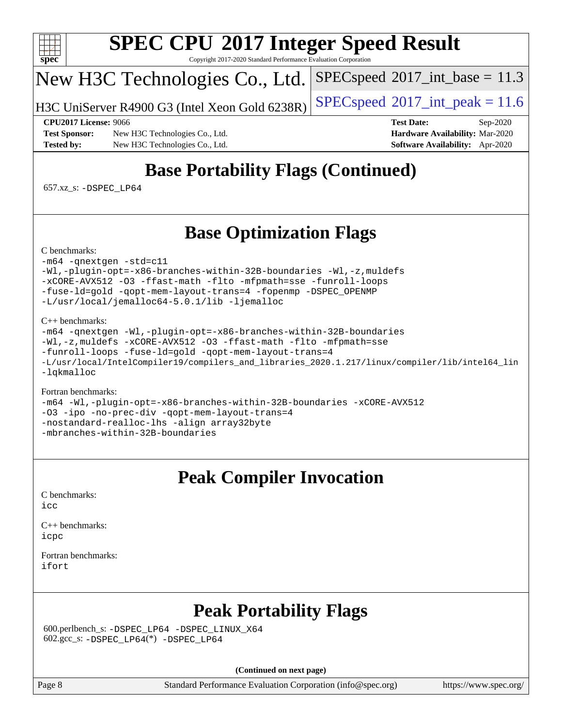# SPEC CPU 2017 Integer Speed Result

Copyright 2017-2020 Standard Performance Evaluation Corporation

**New H3C Technologies Co., Ltd.**

**H3C UniServer R4900 G3 (Intel Xeon Gold 6238R)**

SPECspeed 2017_int_base = 11.3

SPECspeed 2017_int_peak = 11.6

**CPU2017 License:** 9066
**Test Sponsor:** New H3C Technologies Co., Ltd.
**Tested by:** New H3C Technologies Co., Ltd.
**Test Date:** Sep-2020
**Hardware Availability:** Mar-2020
**Software Availability:** Apr-2020

## Base Portability Flags (Continued)

657.xz_s: -DSPEC_LP64

## Base Optimization Flags

C benchmarks:

```
-m64 -qnextgen -std=c11
-Wl,-plugin-opt=-x86-branches-within-32B-boundaries -Wl,-z,muldefs
-xCORE-AVX512 -O3 -ffast-math -flto -mfpmath=sse -funroll-loops
-fuse-ld=gold -qopt-mem-layout-trans=4 -fopenmp -DSPEC_OPENMP
-L/usr/local/jemalloc64-5.0.1/lib -ljemalloc
```

C++ benchmarks:

```
-m64 -qnextgen -Wl,-plugin-opt=-x86-branches-within-32B-boundaries
-Wl,-z,muldefs -xCORE-AVX512 -O3 -ffast-math -flto -mfpmath=sse
-funroll-loops -fuse-ld=gold -qopt-mem-layout-trans=4
-L/usr/local/IntelCompiler19/compilers_and_libraries_2020.1.217/linux/compiler/lib/intel64_lin
-lqkmalloc
```

Fortran benchmarks:

```
-m64 -Wl,-plugin-opt=-x86-branches-within-32B-boundaries -xCORE-AVX512
-O3 -ipo -no-prec-div -qopt-mem-layout-trans=4
-nostandard-realloc-lhs -align array32byte
-mbranches-within-32B-boundaries
```

## Peak Compiler Invocation

C benchmarks:
icc

C++ benchmarks:
icpc

Fortran benchmarks:
ifort

## Peak Portability Flags

600.perlbench_s: -DSPEC_LP64 -DSPEC_LINUX_X64
602.gcc_s: -DSPEC_LP64(*) -DSPEC_LP64

**(Continued on next page)**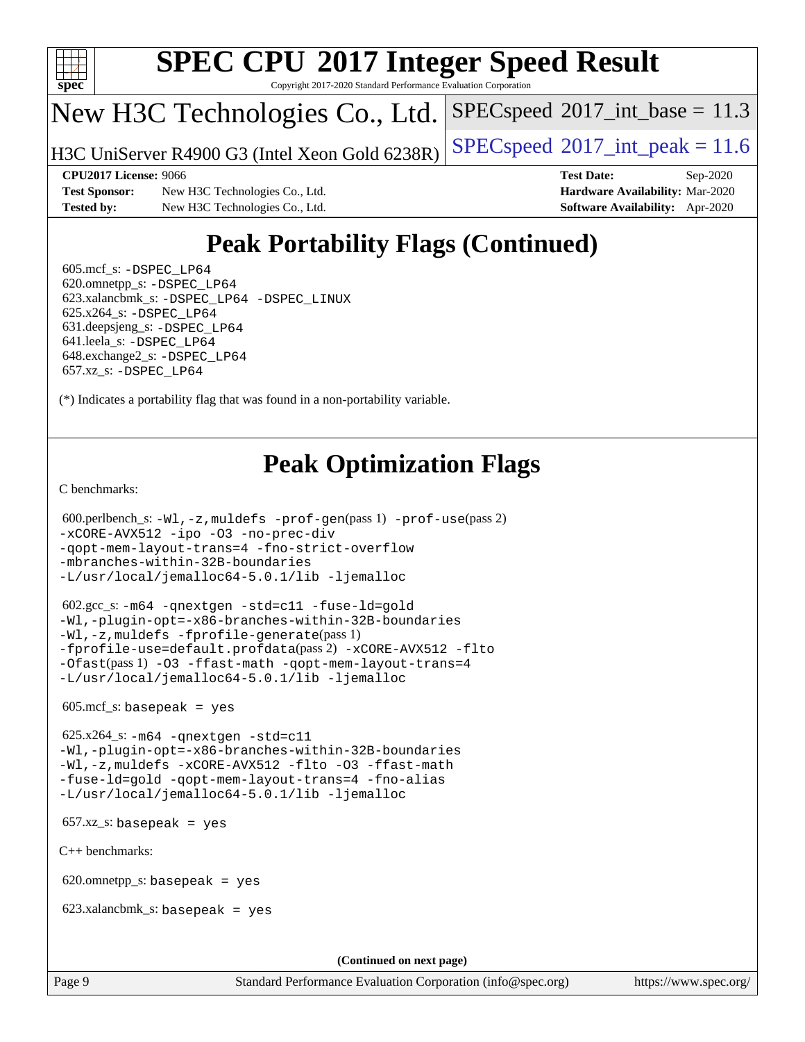# SPEC CPU 2017 Integer Speed Result

Copyright 2017-2020 Standard Performance Evaluation Corporation

## New H3C Technologies Co., Ltd.

H3C UniServer R4900 G3 (Intel Xeon Gold 6238R)

SPECspeed 2017_int_base = 11.3

SPECspeed 2017_int_peak = 11.6

**CPU2017 License:** 9066
**Test Sponsor:** New H3C Technologies Co., Ltd.
**Tested by:** New H3C Technologies Co., Ltd.
**Test Date:** Sep-2020
**Hardware Availability:** Mar-2020
**Software Availability:** Apr-2020

# Peak Portability Flags (Continued)

605.mcf_s: -DSPEC_LP64
620.omnetpp_s: -DSPEC_LP64
623.xalancbmk_s: -DSPEC_LP64 -DSPEC_LINUX
625.x264_s: -DSPEC_LP64
631.deepsjeng_s: -DSPEC_LP64
641.leela_s: -DSPEC_LP64
648.exchange2_s: -DSPEC_LP64
657.xz_s: -DSPEC_LP64

(*) Indicates a portability flag that was found in a non-portability variable.

# Peak Optimization Flags

C benchmarks:

600.perlbench_s: -Wl,-z,muldefs -prof-gen(pass 1) -prof-use(pass 2) -xCORE-AVX512 -ipo -O3 -no-prec-div -qopt-mem-layout-trans=4 -fno-strict-overflow -mbranches-within-32B-boundaries -L/usr/local/jemalloc64-5.0.1/lib -ljemalloc

602.gcc_s: -m64 -qnextgen -std=c11 -fuse-ld=gold -Wl,-plugin-opt=-x86-branches-within-32B-boundaries -Wl,-z,muldefs -fprofile-generate(pass 1) -fprofile-use=default.profdata(pass 2) -xCORE-AVX512 -flto -Ofast(pass 1) -O3 -ffast-math -qopt-mem-layout-trans=4 -L/usr/local/jemalloc64-5.0.1/lib -ljemalloc

605.mcf_s: basepeak = yes

625.x264_s: -m64 -qnextgen -std=c11 -Wl,-plugin-opt=-x86-branches-within-32B-boundaries -Wl,-z,muldefs -xCORE-AVX512 -flto -O3 -ffast-math -fuse-ld=gold -qopt-mem-layout-trans=4 -fno-alias -L/usr/local/jemalloc64-5.0.1/lib -ljemalloc

657.xz_s: basepeak = yes

C++ benchmarks:

620.omnetpp_s: basepeak = yes

623.xalancbmk_s: basepeak = yes

(Continued on next page)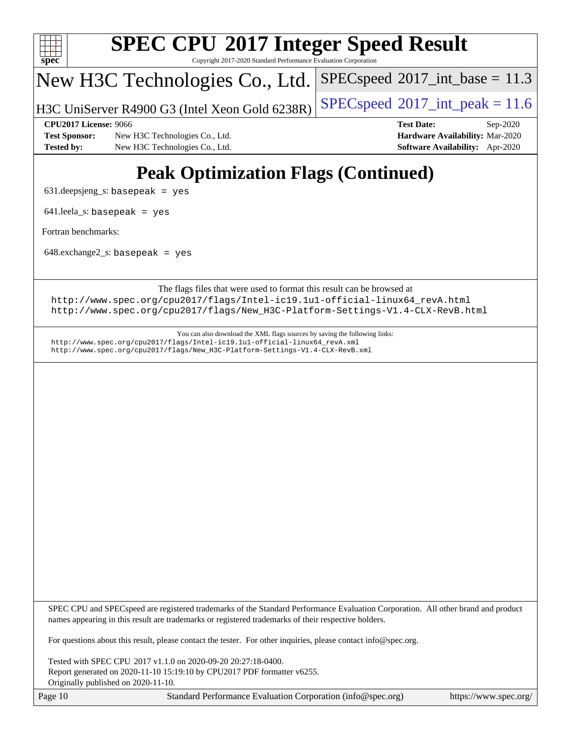# Peak Optimization Flags (Continued)

631.deepsjeng_s: basepeak = yes

641.leela_s: basepeak = yes

Fortran benchmarks:

648.exchange2_s: basepeak = yes

The flags files that were used to format this result can be browsed at
http://www.spec.org/cpu2017/flags/Intel-ic19.1u1-official-linux64_revA.html
http://www.spec.org/cpu2017/flags/New_H3C-Platform-Settings-V1.4-CLX-RevB.html

You can also download the XML flags sources by saving the following links:
http://www.spec.org/cpu2017/flags/Intel-ic19.1u1-official-linux64_revA.xml
http://www.spec.org/cpu2017/flags/New_H3C-Platform-Settings-V1.4-CLX-RevB.xml

SPEC CPU and SPECspeed are registered trademarks of the Standard Performance Evaluation Corporation. All other brand and product names appearing in this result are trademarks or registered trademarks of their respective holders.

For questions about this result, please contact the tester. For other inquiries, please contact info@spec.org.

Tested with SPEC CPU 2017 v1.1.0 on 2020-09-20 20:27:18-0400.
Report generated on 2020-11-10 15:19:10 by CPU2017 PDF formatter v6255.
Originally published on 2020-11-10.